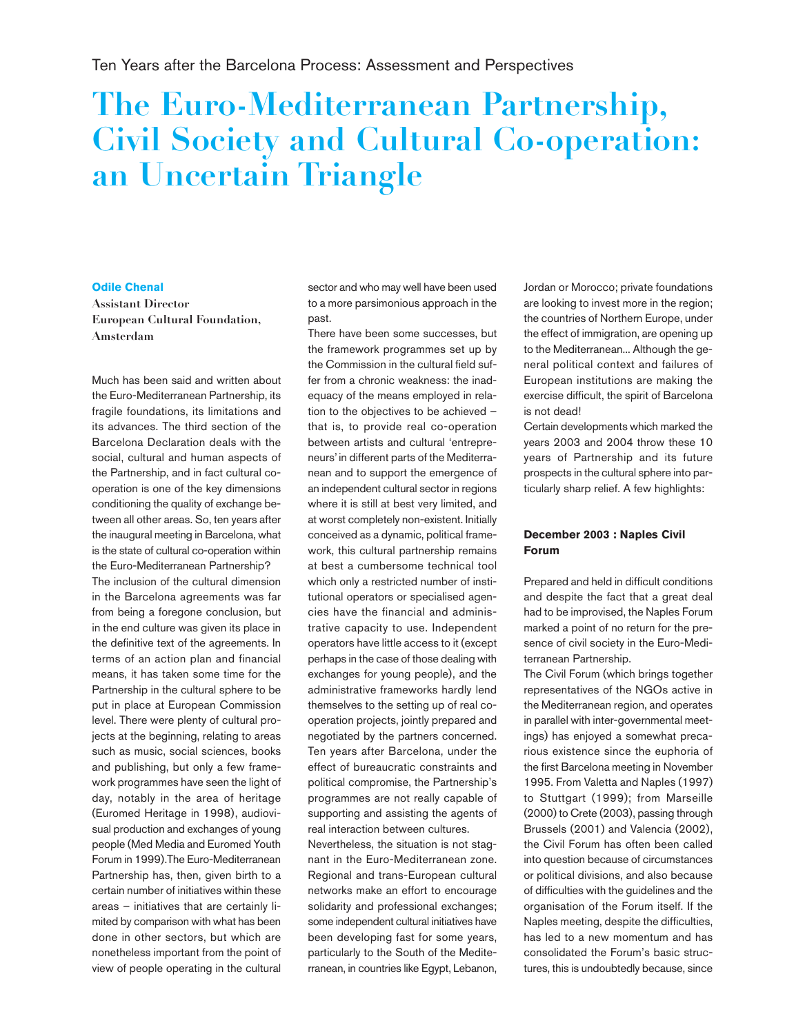Ten Years after the Barcelona Process: Assessment and Perspectives

# The Euro-Mediterranean Partnership, Civil Society and Cultural Co-operation: an Uncertain Triangle

**Odile Chenal**
**Assistant Director**
**European Cultural Foundation, Amsterdam**

Much has been said and written about the Euro-Mediterranean Partnership, its fragile foundations, its limitations and its advances. The third section of the Barcelona Declaration deals with the social, cultural and human aspects of the Partnership, and in fact cultural co-operation is one of the key dimensions conditioning the quality of exchange between all other areas. So, ten years after the inaugural meeting in Barcelona, what is the state of cultural co-operation within the Euro-Mediterranean Partnership?

The inclusion of the cultural dimension in the Barcelona agreements was far from being a foregone conclusion, but in the end culture was given its place in the definitive text of the agreements. In terms of an action plan and financial means, it has taken some time for the Partnership in the cultural sphere to be put in place at European Commission level. There were plenty of cultural projects at the beginning, relating to areas such as music, social sciences, books and publishing, but only a few framework programmes have seen the light of day, notably in the area of heritage (Euromed Heritage in 1998), audiovisual production and exchanges of young people (Med Media and Euromed Youth Forum in 1999).The Euro-Mediterranean Partnership has, then, given birth to a certain number of initiatives within these areas – initiatives that are certainly limited by comparison with what has been done in other sectors, but which are nonetheless important from the point of view of people operating in the cultural sector and who may well have been used to a more parsimonious approach in the past.

There have been some successes, but the framework programmes set up by the Commission in the cultural field suffer from a chronic weakness: the inadequacy of the means employed in relation to the objectives to be achieved – that is, to provide real co-operation between artists and cultural 'entrepreneurs' in different parts of the Mediterranean and to support the emergence of an independent cultural sector in regions where it is still at best very limited, and at worst completely non-existent. Initially conceived as a dynamic, political framework, this cultural partnership remains at best a cumbersome technical tool which only a restricted number of institutional operators or specialised agencies have the financial and administrative capacity to use. Independent operators have little access to it (except perhaps in the case of those dealing with exchanges for young people), and the administrative frameworks hardly lend themselves to the setting up of real co-operation projects, jointly prepared and negotiated by the partners concerned. Ten years after Barcelona, under the effect of bureaucratic constraints and political compromise, the Partnership's programmes are not really capable of supporting and assisting the agents of real interaction between cultures.

Nevertheless, the situation is not stagnant in the Euro-Mediterranean zone. Regional and trans-European cultural networks make an effort to encourage solidarity and professional exchanges; some independent cultural initiatives have been developing fast for some years, particularly to the South of the Mediterranean, in countries like Egypt, Lebanon, Jordan or Morocco; private foundations are looking to invest more in the region; the countries of Northern Europe, under the effect of immigration, are opening up to the Mediterranean... Although the general political context and failures of European institutions are making the exercise difficult, the spirit of Barcelona is not dead!

Certain developments which marked the years 2003 and 2004 throw these 10 years of Partnership and its future prospects in the cultural sphere into particularly sharp relief. A few highlights:

### December 2003 : Naples Civil Forum

Prepared and held in difficult conditions and despite the fact that a great deal had to be improvised, the Naples Forum marked a point of no return for the presence of civil society in the Euro-Mediterranean Partnership.

The Civil Forum (which brings together representatives of the NGOs active in the Mediterranean region, and operates in parallel with inter-governmental meetings) has enjoyed a somewhat precarious existence since the euphoria of the first Barcelona meeting in November 1995. From Valetta and Naples (1997) to Stuttgart (1999); from Marseille (2000) to Crete (2003), passing through Brussels (2001) and Valencia (2002), the Civil Forum has often been called into question because of circumstances or political divisions, and also because of difficulties with the guidelines and the organisation of the Forum itself. If the Naples meeting, despite the difficulties, has led to a new momentum and has consolidated the Forum's basic structures, this is undoubtedly because, since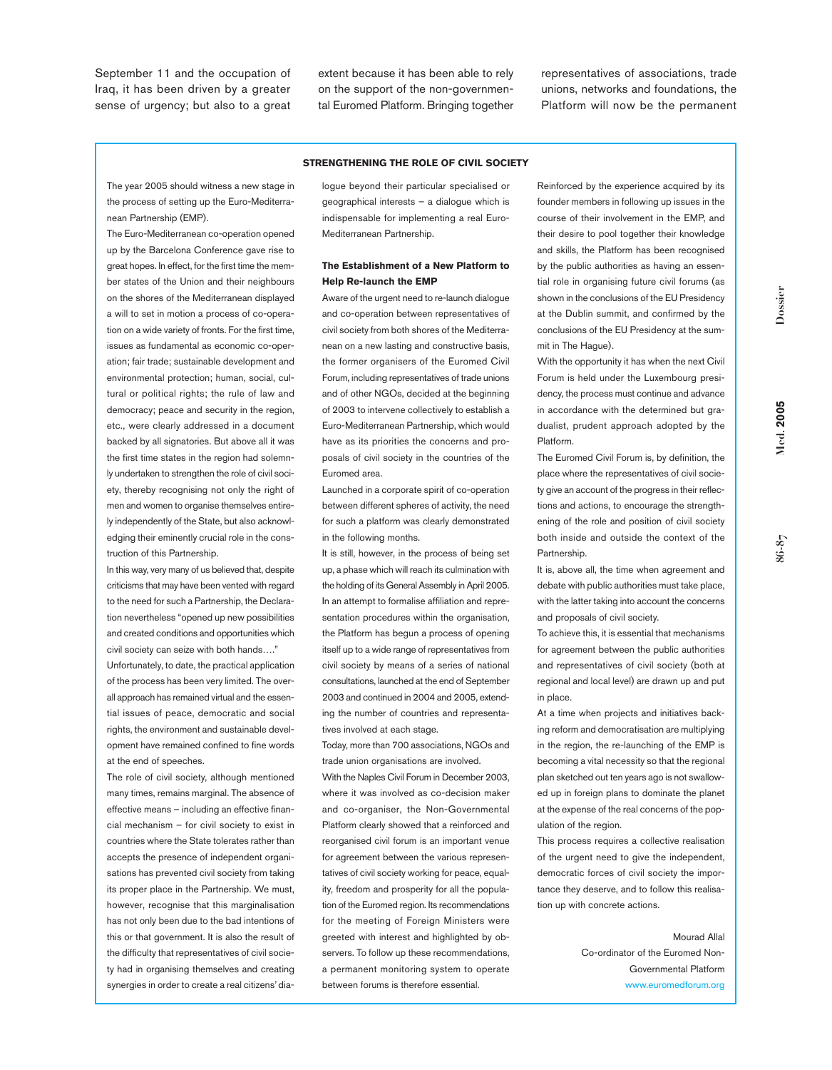September 11 and the occupation of Iraq, it has been driven by a greater sense of urgency; but also to a great extent because it has been able to rely on the support of the non-governmental Euromed Platform. Bringing together representatives of associations, trade unions, networks and foundations, the Platform will now be the permanent

---

**STRENGTHENING THE ROLE OF CIVIL SOCIETY**

The year 2005 should witness a new stage in the process of setting up the Euro-Mediterranean Partnership (EMP).

The Euro-Mediterranean co-operation opened up by the Barcelona Conference gave rise to great hopes. In effect, for the first time the member states of the Union and their neighbours on the shores of the Mediterranean displayed a will to set in motion a process of co-operation on a wide variety of fronts. For the first time, issues as fundamental as economic co-operation; fair trade; sustainable development and environmental protection; human, social, cultural or political rights; the rule of law and democracy; peace and security in the region, etc., were clearly addressed in a document backed by all signatories. But above all it was the first time states in the region had solemnly undertaken to strengthen the role of civil society, thereby recognising not only the right of men and women to organise themselves entirely independently of the State, but also acknowledging their eminently crucial role in the construction of this Partnership.

In this way, very many of us believed that, despite criticisms that may have been ventured with regard to the need for such a Partnership, the Declaration nevertheless "opened up new possibilities and created conditions and opportunities which civil society can seize with both hands…."

Unfortunately, to date, the practical application of the process has been very limited. The overall approach has remained virtual and the essential issues of peace, democratic and social rights, the environment and sustainable development have remained confined to fine words at the end of speeches.

The role of civil society, although mentioned many times, remains marginal. The absence of effective means – including an effective financial mechanism – for civil society to exist in countries where the State tolerates rather than accepts the presence of independent organisations has prevented civil society from taking its proper place in the Partnership. We must, however, recognise that this marginalisation has not only been due to the bad intentions of this or that government. It is also the result of the difficulty that representatives of civil society had in organising themselves and creating synergies in order to create a real citizens' dialogue beyond their particular specialised or geographical interests – a dialogue which is indispensable for implementing a real Euro-Mediterranean Partnership.

**The Establishment of a New Platform to Help Re-launch the EMP**

Aware of the urgent need to re-launch dialogue and co-operation between representatives of civil society from both shores of the Mediterranean on a new lasting and constructive basis, the former organisers of the Euromed Civil Forum, including representatives of trade unions and of other NGOs, decided at the beginning of 2003 to intervene collectively to establish a Euro-Mediterranean Partnership, which would have as its priorities the concerns and proposals of civil society in the countries of the Euromed area.

Launched in a corporate spirit of co-operation between different spheres of activity, the need for such a platform was clearly demonstrated in the following months.

It is still, however, in the process of being set up, a phase which will reach its culmination with the holding of its General Assembly in April 2005. In an attempt to formalise affiliation and representation procedures within the organisation, the Platform has begun a process of opening itself up to a wide range of representatives from civil society by means of a series of national consultations, launched at the end of September 2003 and continued in 2004 and 2005, extending the number of countries and representatives involved at each stage.

Today, more than 700 associations, NGOs and trade union organisations are involved.

With the Naples Civil Forum in December 2003, where it was involved as co-decision maker and co-organiser, the Non-Governmental Platform clearly showed that a reinforced and reorganised civil forum is an important venue for agreement between the various representatives of civil society working for peace, equality, freedom and prosperity for all the population of the Euromed region. Its recommendations for the meeting of Foreign Ministers were greeted with interest and highlighted by observers. To follow up these recommendations, a permanent monitoring system to operate between forums is therefore essential.

Reinforced by the experience acquired by its founder members in following up issues in the course of their involvement in the EMP, and their desire to pool together their knowledge and skills, the Platform has been recognised by the public authorities as having an essential role in organising future civil forums (as shown in the conclusions of the EU Presidency at the Dublin summit, and confirmed by the conclusions of the EU Presidency at the summit in The Hague).

With the opportunity it has when the next Civil Forum is held under the Luxembourg presidency, the process must continue and advance in accordance with the determined but gradualist, prudent approach adopted by the Platform.

The Euromed Civil Forum is, by definition, the place where the representatives of civil society give an account of the progress in their reflections and actions, to encourage the strengthening of the role and position of civil society both inside and outside the context of the Partnership.

It is, above all, the time when agreement and debate with public authorities must take place, with the latter taking into account the concerns and proposals of civil society.

To achieve this, it is essential that mechanisms for agreement between the public authorities and representatives of civil society (both at regional and local level) are drawn up and put in place.

At a time when projects and initiatives backing reform and democratisation are multiplying in the region, the re-launching of the EMP is becoming a vital necessity so that the regional plan sketched out ten years ago is not swallowed up in foreign plans to dominate the planet at the expense of the real concerns of the population of the region.

This process requires a collective realisation of the urgent need to give the independent, democratic forces of civil society the importance they deserve, and to follow this realisation up with concrete actions.

Mourad Allal
Co-ordinator of the Euromed Non-Governmental Platform
www.euromedforum.org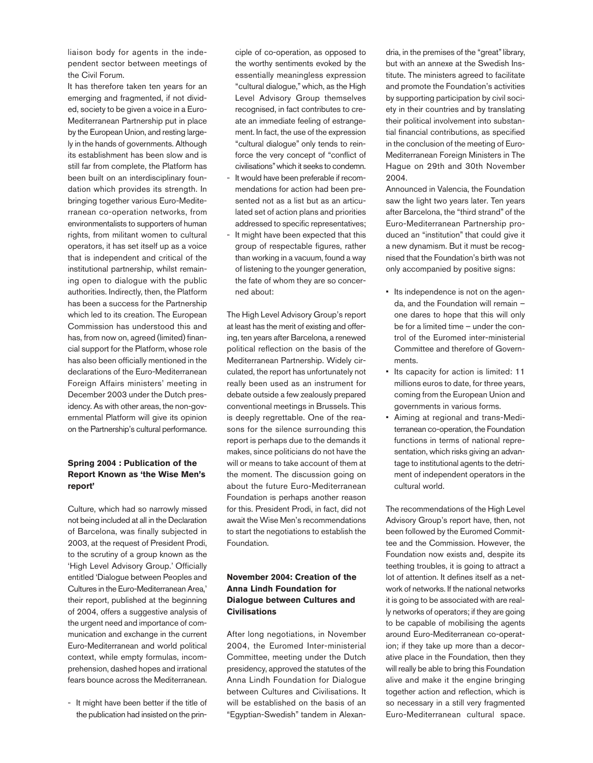liaison body for agents in the independent sector between meetings of the Civil Forum.

It has therefore taken ten years for an emerging and fragmented, if not divided, society to be given a voice in a Euro-Mediterranean Partnership put in place by the European Union, and resting largely in the hands of governments. Although its establishment has been slow and is still far from complete, the Platform has been built on an interdisciplinary foundation which provides its strength. In bringing together various Euro-Mediterranean co-operation networks, from environmentalists to supporters of human rights, from militant women to cultural operators, it has set itself up as a voice that is independent and critical of the institutional partnership, whilst remaining open to dialogue with the public authorities. Indirectly, then, the Platform has been a success for the Partnership which led to its creation. The European Commission has understood this and has, from now on, agreed (limited) financial support for the Platform, whose role has also been officially mentioned in the declarations of the Euro-Mediterranean Foreign Affairs ministers' meeting in December 2003 under the Dutch presidency. As with other areas, the non-governmental Platform will give its opinion on the Partnership's cultural performance.

### Spring 2004 : Publication of the Report Known as 'the Wise Men's report'

Culture, which had so narrowly missed not being included at all in the Declaration of Barcelona, was finally subjected in 2003, at the request of President Prodi, to the scrutiny of a group known as the 'High Level Advisory Group.' Officially entitled 'Dialogue between Peoples and Cultures in the Euro-Mediterranean Area,' their report, published at the beginning of 2004, offers a suggestive analysis of the urgent need and importance of communication and exchange in the current Euro-Mediterranean and world political context, while empty formulas, incomprehension, dashed hopes and irrational fears bounce across the Mediterranean.

- It might have been better if the title of the publication had insisted on the principle of co-operation, as opposed to the worthy sentiments evoked by the essentially meaningless expression "cultural dialogue," which, as the High Level Advisory Group themselves recognised, in fact contributes to create an immediate feeling of estrangement. In fact, the use of the expression "cultural dialogue" only tends to reinforce the very concept of "conflict of civilisations" which it seeks to condemn.
- It would have been preferable if recommendations for action had been presented not as a list but as an articulated set of action plans and priorities addressed to specific representatives;
- It might have been expected that this group of respectable figures, rather than working in a vacuum, found a way of listening to the younger generation, the fate of whom they are so concerned about:

The High Level Advisory Group's report at least has the merit of existing and offering, ten years after Barcelona, a renewed political reflection on the basis of the Mediterranean Partnership. Widely circulated, the report has unfortunately not really been used as an instrument for debate outside a few zealously prepared conventional meetings in Brussels. This is deeply regrettable. One of the reasons for the silence surrounding this report is perhaps due to the demands it makes, since politicians do not have the will or means to take account of them at the moment. The discussion going on about the future Euro-Mediterranean Foundation is perhaps another reason for this. President Prodi, in fact, did not await the Wise Men's recommendations to start the negotiations to establish the Foundation.

### November 2004: Creation of the Anna Lindh Foundation for Dialogue between Cultures and Civilisations

After long negotiations, in November 2004, the Euromed Inter-ministerial Committee, meeting under the Dutch presidency, approved the statutes of the Anna Lindh Foundation for Dialogue between Cultures and Civilisations. It will be established on the basis of an "Egyptian-Swedish" tandem in Alexandria, in the premises of the "great" library, but with an annexe at the Swedish Institute. The ministers agreed to facilitate and promote the Foundation's activities by supporting participation by civil society in their countries and by translating their political involvement into substantial financial contributions, as specified in the conclusion of the meeting of Euro-Mediterranean Foreign Ministers in The Hague on 29th and 30th November 2004.

Announced in Valencia, the Foundation saw the light two years later. Ten years after Barcelona, the "third strand" of the Euro-Mediterranean Partnership produced an "institution" that could give it a new dynamism. But it must be recognised that the Foundation's birth was not only accompanied by positive signs:

- Its independence is not on the agenda, and the Foundation will remain – one dares to hope that this will only be for a limited time – under the control of the Euromed inter-ministerial Committee and therefore of Governments.
- Its capacity for action is limited: 11 millions euros to date, for three years, coming from the European Union and governments in various forms.
- Aiming at regional and trans-Mediterranean co-operation, the Foundation functions in terms of national representation, which risks giving an advantage to institutional agents to the detriment of independent operators in the cultural world.

The recommendations of the High Level Advisory Group's report have, then, not been followed by the Euromed Committee and the Commission. However, the Foundation now exists and, despite its teething troubles, it is going to attract a lot of attention. It defines itself as a network of networks. If the national networks it is going to be associated with are really networks of operators; if they are going to be capable of mobilising the agents around Euro-Mediterranean co-operation; if they take up more than a decorative place in the Foundation, then they will really be able to bring this Foundation alive and make it the engine bringing together action and reflection, which is so necessary in a still very fragmented Euro-Mediterranean cultural space.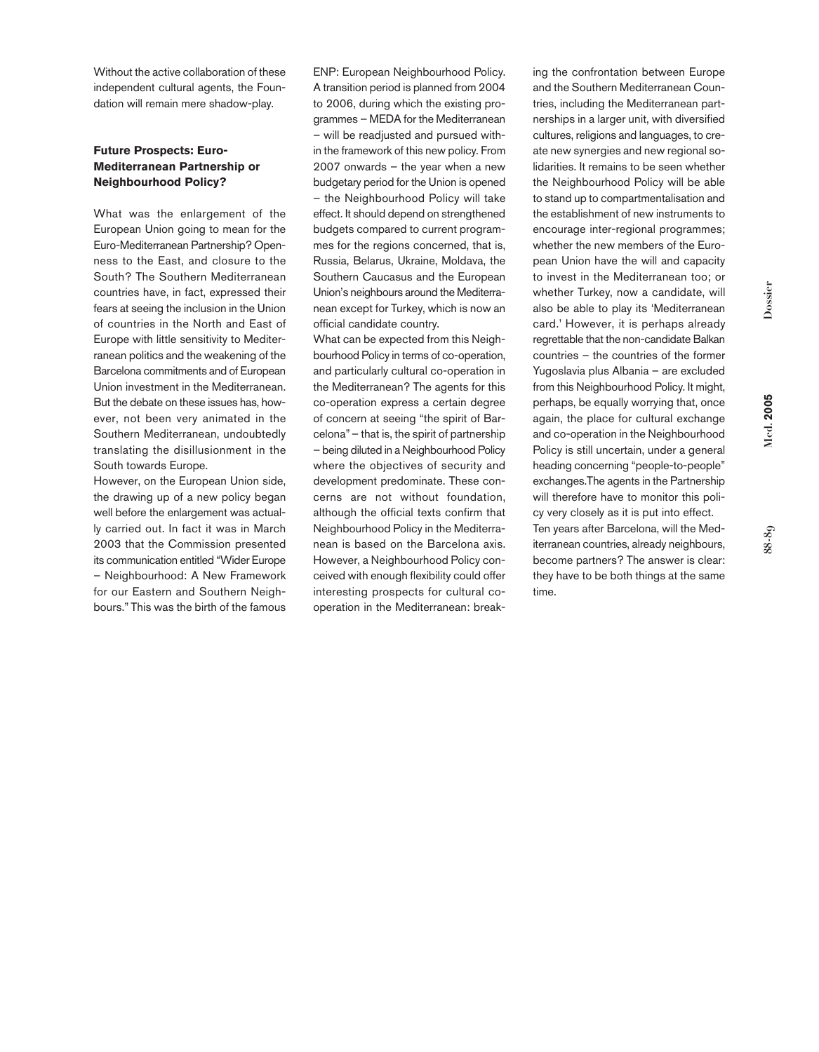Without the active collaboration of these independent cultural agents, the Foundation will remain mere shadow-play.

### Future Prospects: Euro-Mediterranean Partnership or Neighbourhood Policy?

What was the enlargement of the European Union going to mean for the Euro-Mediterranean Partnership? Openness to the East, and closure to the South? The Southern Mediterranean countries have, in fact, expressed their fears at seeing the inclusion in the Union of countries in the North and East of Europe with little sensitivity to Mediterranean politics and the weakening of the Barcelona commitments and of European Union investment in the Mediterranean. But the debate on these issues has, however, not been very animated in the Southern Mediterranean, undoubtedly translating the disillusionment in the South towards Europe.

However, on the European Union side, the drawing up of a new policy began well before the enlargement was actually carried out. In fact it was in March 2003 that the Commission presented its communication entitled "Wider Europe – Neighbourhood: A New Framework for our Eastern and Southern Neighbours." This was the birth of the famous ENP: European Neighbourhood Policy. A transition period is planned from 2004 to 2006, during which the existing programmes – MEDA for the Mediterranean – will be readjusted and pursued within the framework of this new policy. From 2007 onwards – the year when a new budgetary period for the Union is opened – the Neighbourhood Policy will take effect. It should depend on strengthened budgets compared to current programmes for the regions concerned, that is, Russia, Belarus, Ukraine, Moldava, the Southern Caucasus and the European Union's neighbours around the Mediterranean except for Turkey, which is now an official candidate country.

What can be expected from this Neighbourhood Policy in terms of co-operation, and particularly cultural co-operation in the Mediterranean? The agents for this co-operation express a certain degree of concern at seeing "the spirit of Barcelona" – that is, the spirit of partnership – being diluted in a Neighbourhood Policy where the objectives of security and development predominate. These concerns are not without foundation, although the official texts confirm that Neighbourhood Policy in the Mediterranean is based on the Barcelona axis. However, a Neighbourhood Policy conceived with enough flexibility could offer interesting prospects for cultural co-operation in the Mediterranean: breaking the confrontation between Europe and the Southern Mediterranean Countries, including the Mediterranean partnerships in a larger unit, with diversified cultures, religions and languages, to create new synergies and new regional solidarities. It remains to be seen whether the Neighbourhood Policy will be able to stand up to compartmentalisation and the establishment of new instruments to encourage inter-regional programmes; whether the new members of the European Union have the will and capacity to invest in the Mediterranean too; or whether Turkey, now a candidate, will also be able to play its 'Mediterranean card.' However, it is perhaps already regrettable that the non-candidate Balkan countries – the countries of the former Yugoslavia plus Albania – are excluded from this Neighbourhood Policy. It might, perhaps, be equally worrying that, once again, the place for cultural exchange and co-operation in the Neighbourhood Policy is still uncertain, under a general heading concerning "people-to-people" exchanges.The agents in the Partnership will therefore have to monitor this policy very closely as it is put into effect.

Ten years after Barcelona, will the Mediterranean countries, already neighbours, become partners? The answer is clear: they have to be both things at the same time.